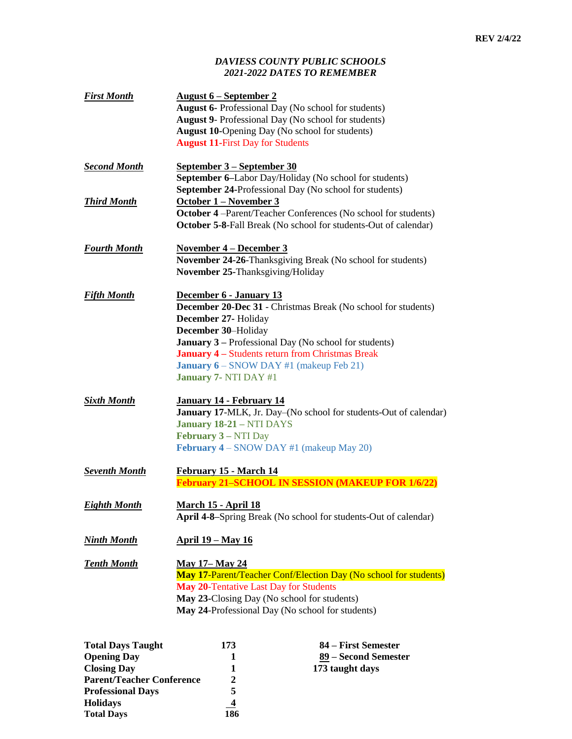REV 2/4/22

## *DAVIESS COUNTY PUBLIC SCHOOLS*
## *2021-2022 DATES TO REMEMBER*

***First Month*** — **August 6 – September 2**

- **August 6**- Professional Day (No school for students)
- **August 9**- Professional Day (No school for students)
- **August 10**-Opening Day (No school for students)
- **August 11**-First Day for Students

***Second Month*** — **September 3 – September 30**

- **September 6**–Labor Day/Holiday (No school for students)
- **September 24**-Professional Day (No school for students)

***Third Month*** — **October 1 – November 3**

- **October 4** –Parent/Teacher Conferences (No school for students)
- **October 5-8**-Fall Break (No school for students-Out of calendar)

***Fourth Month*** — **November 4 – December 3**

- **November 24-26**-Thanksgiving Break (No school for students)
- **November 25**-Thanksgiving/Holiday

***Fifth Month*** — **December 6 - January 13**

- **December 20-Dec 31** - Christmas Break (No school for students)
- **December 27**- Holiday
- **December 30**–Holiday
- **January 3** – Professional Day (No school for students)
- **January 4** – Students return from Christmas Break
- **January 6** – SNOW DAY #1 (makeup Feb 21)
- **January 7**- NTI DAY #1

***Sixth Month*** — **January 14 - February 14**

- **January 17**-MLK, Jr. Day–(No school for students-Out of calendar)
- **January 18-21** – NTI DAYS
- **February 3** – NTI Day
- **February 4** – SNOW DAY #1 (makeup May 20)

***Seventh Month*** — **February 15 - March 14**

- **February 21–SCHOOL IN SESSION (MAKEUP FOR 1/6/22)**

***Eighth Month*** — **March 15 - April 18**

- **April 4-8**–Spring Break (No school for students-Out of calendar)

***Ninth Month*** — **April 19 – May 16**

***Tenth Month*** — **May 17– May 24**

- **May 17**-Parent/Teacher Conf/Election Day (No school for students)
- **May 20**-Tentative Last Day for Students
- **May 23**-Closing Day (No school for students)
- **May 24**-Professional Day (No school for students)

| | |
|---|---|
| **Total Days Taught** | **173** |
| **Opening Day** | **1** |
| **Closing Day** | **1** |
| **Parent/Teacher Conference** | **2** |
| **Professional Days** | **5** |
| **Holidays** | **4** |
| **Total Days** | **186** |

**84 – First Semester**
**89 – Second Semester**
**173 taught days**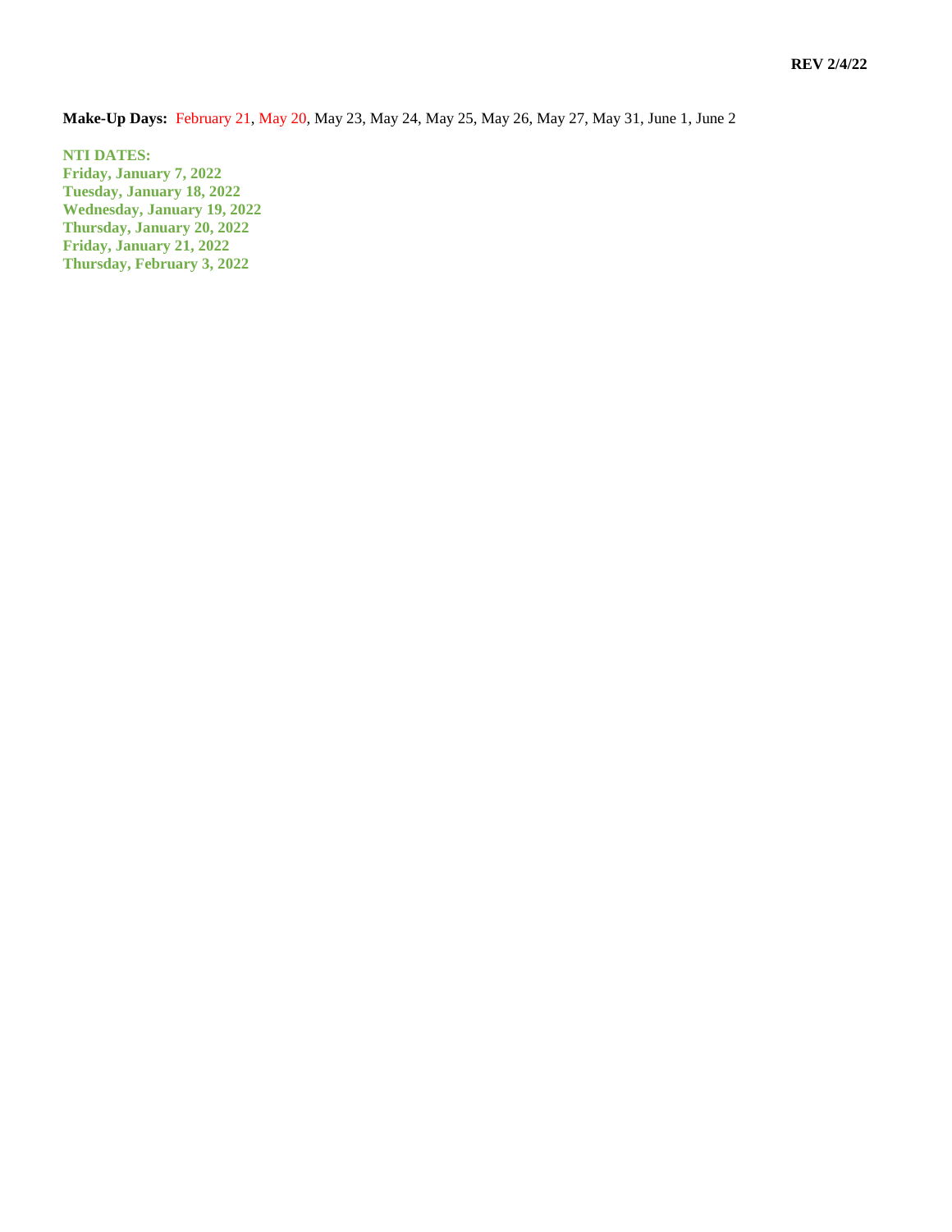**REV 2/4/22**

**Make-Up Days:** February 21, May 20, May 23, May 24, May 25, May 26, May 27, May 31, June 1, June 2

**NTI DATES:**
**Friday, January 7, 2022**
**Tuesday, January 18, 2022**
**Wednesday, January 19, 2022**
**Thursday, January 20, 2022**
**Friday, January 21, 2022**
**Thursday, February 3, 2022**